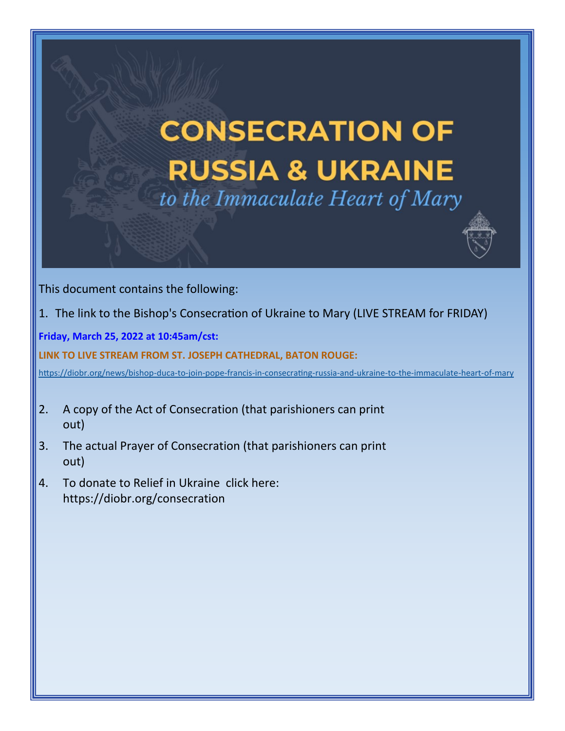# CONSECRATION OF RUSSIA & UKRAINE

*to the Immaculate Heart of Mary*

This document contains the following:

1. The link to the Bishop's Consecration of Ukraine to Mary (LIVE STREAM for FRIDAY)

**Friday, March 25, 2022 at 10:45am/cst:**

**LINK TO LIVE STREAM FROM ST. JOSEPH CATHEDRAL, BATON ROUGE:**

https://diobr.org/news/bishop-duca-to-join-pope-francis-in-consecrating-russia-and-ukraine-to-the-immaculate-heart-of-mary

2. A copy of the Act of Consecration (that parishioners can print out)
3. The actual Prayer of Consecration (that parishioners can print out)
4. To donate to Relief in Ukraine click here: https://diobr.org/consecration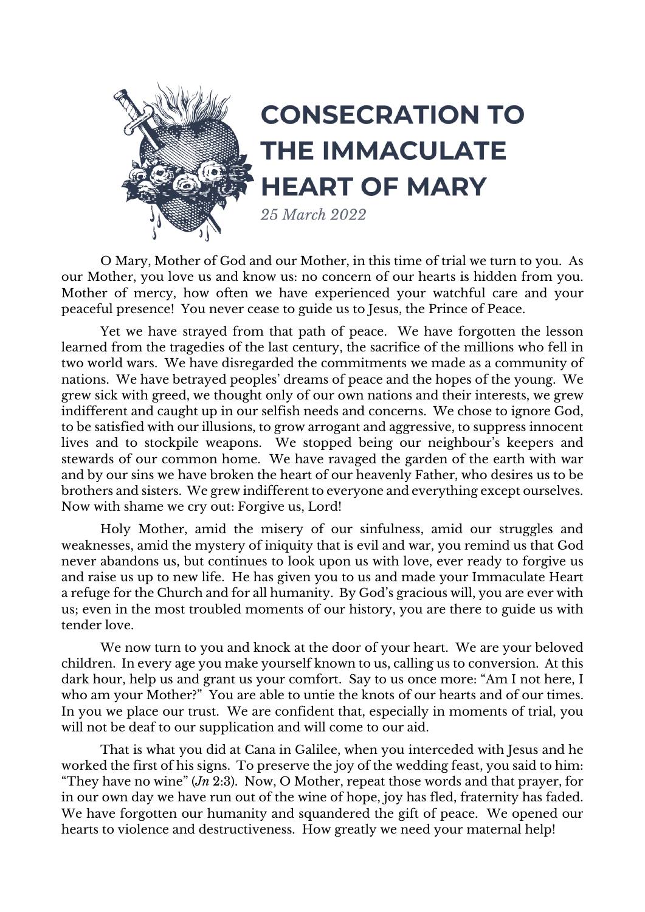# CONSECRATION TO THE IMMACULATE HEART OF MARY

*25 March 2022*

O Mary, Mother of God and our Mother, in this time of trial we turn to you. As our Mother, you love us and know us: no concern of our hearts is hidden from you. Mother of mercy, how often we have experienced your watchful care and your peaceful presence! You never cease to guide us to Jesus, the Prince of Peace.

Yet we have strayed from that path of peace. We have forgotten the lesson learned from the tragedies of the last century, the sacrifice of the millions who fell in two world wars. We have disregarded the commitments we made as a community of nations. We have betrayed peoples' dreams of peace and the hopes of the young. We grew sick with greed, we thought only of our own nations and their interests, we grew indifferent and caught up in our selfish needs and concerns. We chose to ignore God, to be satisfied with our illusions, to grow arrogant and aggressive, to suppress innocent lives and to stockpile weapons. We stopped being our neighbour's keepers and stewards of our common home. We have ravaged the garden of the earth with war and by our sins we have broken the heart of our heavenly Father, who desires us to be brothers and sisters. We grew indifferent to everyone and everything except ourselves. Now with shame we cry out: Forgive us, Lord!

Holy Mother, amid the misery of our sinfulness, amid our struggles and weaknesses, amid the mystery of iniquity that is evil and war, you remind us that God never abandons us, but continues to look upon us with love, ever ready to forgive us and raise us up to new life. He has given you to us and made your Immaculate Heart a refuge for the Church and for all humanity. By God's gracious will, you are ever with us; even in the most troubled moments of our history, you are there to guide us with tender love.

We now turn to you and knock at the door of your heart. We are your beloved children. In every age you make yourself known to us, calling us to conversion. At this dark hour, help us and grant us your comfort. Say to us once more: "Am I not here, I who am your Mother?" You are able to untie the knots of our hearts and of our times. In you we place our trust. We are confident that, especially in moments of trial, you will not be deaf to our supplication and will come to our aid.

That is what you did at Cana in Galilee, when you interceded with Jesus and he worked the first of his signs. To preserve the joy of the wedding feast, you said to him: "They have no wine" (*Jn* 2:3). Now, O Mother, repeat those words and that prayer, for in our own day we have run out of the wine of hope, joy has fled, fraternity has faded. We have forgotten our humanity and squandered the gift of peace. We opened our hearts to violence and destructiveness. How greatly we need your maternal help!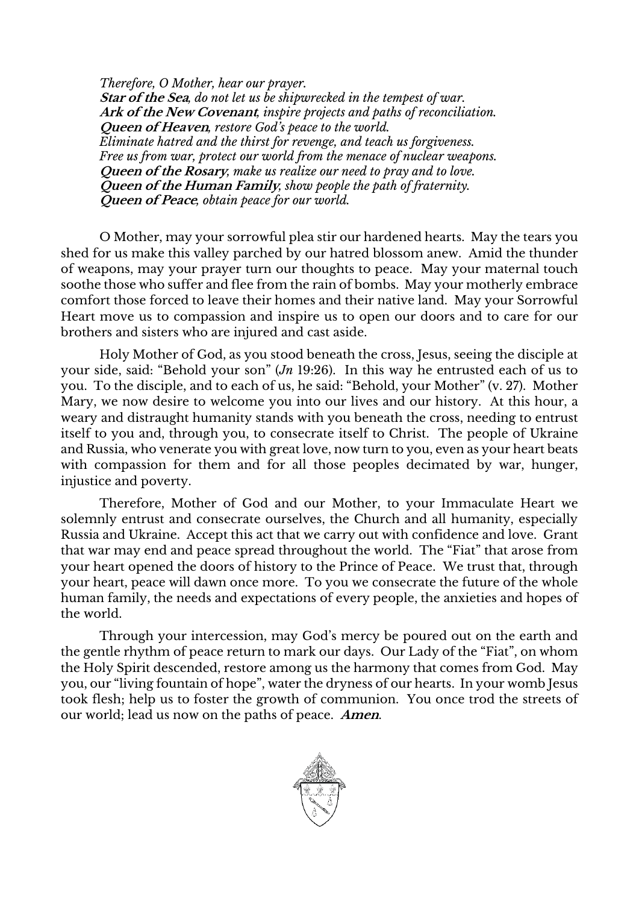*Therefore, O Mother, hear our prayer.*
***Star of the Sea**, do not let us be shipwrecked in the tempest of war.*
***Ark of the New Covenant**, inspire projects and paths of reconciliation.*
***Queen of Heaven**, restore God's peace to the world.*
*Eliminate hatred and the thirst for revenge, and teach us forgiveness.*
*Free us from war, protect our world from the menace of nuclear weapons.*
***Queen of the Rosary**, make us realize our need to pray and to love.*
***Queen of the Human Family**, show people the path of fraternity.*
***Queen of Peace**, obtain peace for our world.*

O Mother, may your sorrowful plea stir our hardened hearts. May the tears you shed for us make this valley parched by our hatred blossom anew. Amid the thunder of weapons, may your prayer turn our thoughts to peace. May your maternal touch soothe those who suffer and flee from the rain of bombs. May your motherly embrace comfort those forced to leave their homes and their native land. May your Sorrowful Heart move us to compassion and inspire us to open our doors and to care for our brothers and sisters who are injured and cast aside.

Holy Mother of God, as you stood beneath the cross, Jesus, seeing the disciple at your side, said: "Behold your son" (*Jn* 19:26). In this way he entrusted each of us to you. To the disciple, and to each of us, he said: "Behold, your Mother" (v. 27). Mother Mary, we now desire to welcome you into our lives and our history. At this hour, a weary and distraught humanity stands with you beneath the cross, needing to entrust itself to you and, through you, to consecrate itself to Christ. The people of Ukraine and Russia, who venerate you with great love, now turn to you, even as your heart beats with compassion for them and for all those peoples decimated by war, hunger, injustice and poverty.

Therefore, Mother of God and our Mother, to your Immaculate Heart we solemnly entrust and consecrate ourselves, the Church and all humanity, especially Russia and Ukraine. Accept this act that we carry out with confidence and love. Grant that war may end and peace spread throughout the world. The "Fiat" that arose from your heart opened the doors of history to the Prince of Peace. We trust that, through your heart, peace will dawn once more. To you we consecrate the future of the whole human family, the needs and expectations of every people, the anxieties and hopes of the world.

Through your intercession, may God's mercy be poured out on the earth and the gentle rhythm of peace return to mark our days. Our Lady of the "Fiat", on whom the Holy Spirit descended, restore among us the harmony that comes from God. May you, our "living fountain of hope", water the dryness of our hearts. In your womb Jesus took flesh; help us to foster the growth of communion. You once trod the streets of our world; lead us now on the paths of peace. ***Amen***.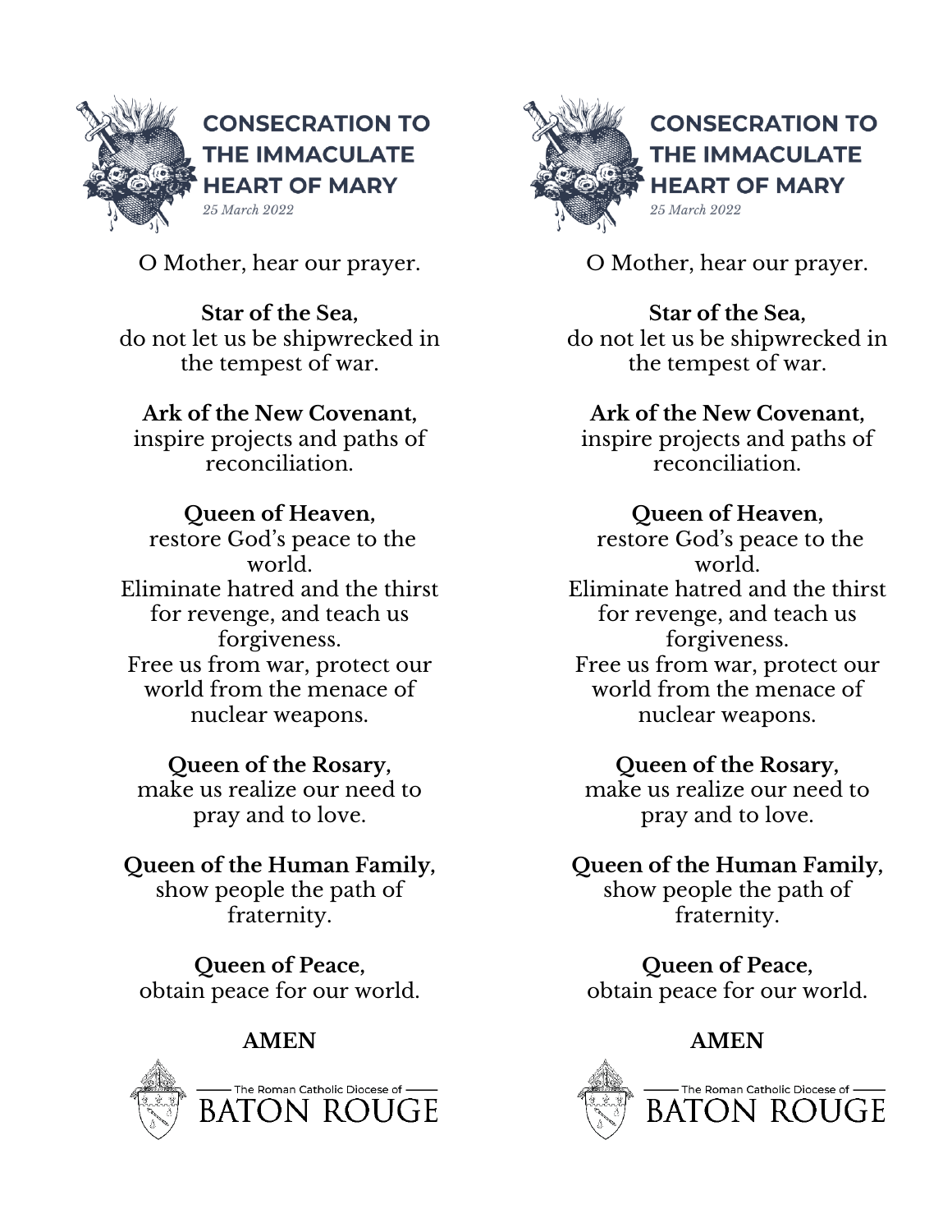# CONSECRATION TO THE IMMACULATE HEART OF MARY

*25 March 2022*

O Mother, hear our prayer.

**Star of the Sea,**
do not let us be shipwrecked in the tempest of war.

**Ark of the New Covenant,**
inspire projects and paths of reconciliation.

**Queen of Heaven,**
restore God's peace to the world.
Eliminate hatred and the thirst for revenge, and teach us forgiveness.
Free us from war, protect our world from the menace of nuclear weapons.

**Queen of the Rosary,**
make us realize our need to pray and to love.

**Queen of the Human Family,**
show people the path of fraternity.

**Queen of Peace,**
obtain peace for our world.

**AMEN**

The Roman Catholic Diocese of BATON ROUGE

# CONSECRATION TO THE IMMACULATE HEART OF MARY

*25 March 2022*

O Mother, hear our prayer.

**Star of the Sea,**
do not let us be shipwrecked in the tempest of war.

**Ark of the New Covenant,**
inspire projects and paths of reconciliation.

**Queen of Heaven,**
restore God's peace to the world.
Eliminate hatred and the thirst for revenge, and teach us forgiveness.
Free us from war, protect our world from the menace of nuclear weapons.

**Queen of the Rosary,**
make us realize our need to pray and to love.

**Queen of the Human Family,**
show people the path of fraternity.

**Queen of Peace,**
obtain peace for our world.

**AMEN**

The Roman Catholic Diocese of BATON ROUGE